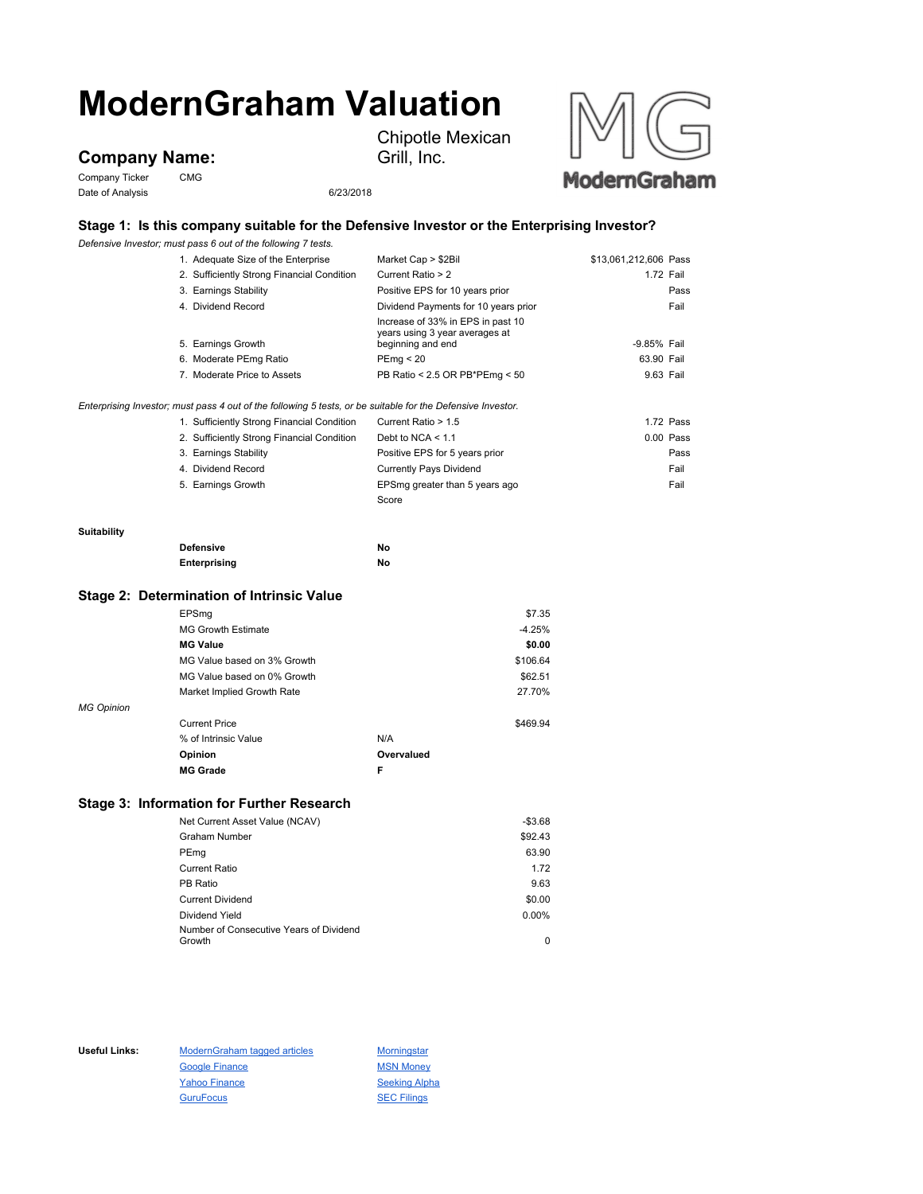# ModernGraham Valuation

## Company Name:

Chipotle Mexican Grill, Inc.

| | |
|---|---|
| Company Ticker | CMG |
| Date of Analysis | 6/23/2018 |

## Stage 1: Is this company suitable for the Defensive Investor or the Enterprising Investor?

*Defensive Investor; must pass 6 out of the following 7 tests.*

| Test | Criteria | Value | Result |
|---|---|---|---|
| 1. Adequate Size of the Enterprise | Market Cap > $2Bil | $13,061,212,606 | Pass |
| 2. Sufficiently Strong Financial Condition | Current Ratio > 2 | 1.72 | Fail |
| 3. Earnings Stability | Positive EPS for 10 years prior | | Pass |
| 4. Dividend Record | Dividend Payments for 10 years prior | | Fail |
| 5. Earnings Growth | Increase of 33% in EPS in past 10 years using 3 year averages at beginning and end | -9.85% | Fail |
| 6. Moderate PEmg Ratio | PEmg < 20 | 63.90 | Fail |
| 7. Moderate Price to Assets | PB Ratio < 2.5 OR PB*PEmg < 50 | 9.63 | Fail |

*Enterprising Investor; must pass 4 out of the following 5 tests, or be suitable for the Defensive Investor.*

| Test | Criteria | Value | Result |
|---|---|---|---|
| 1. Sufficiently Strong Financial Condition | Current Ratio > 1.5 | 1.72 | Pass |
| 2. Sufficiently Strong Financial Condition | Debt to NCA < 1.1 | 0.00 | Pass |
| 3. Earnings Stability | Positive EPS for 5 years prior | | Pass |
| 4. Dividend Record | Currently Pays Dividend | | Fail |
| 5. Earnings Growth | EPSmg greater than 5 years ago | | Fail |
| | Score | | |

**Suitability**

| | |
|---|---|
| **Defensive** | **No** |
| **Enterprising** | **No** |

## Stage 2: Determination of Intrinsic Value

| | |
|---|---|
| EPSmg | $7.35 |
| MG Growth Estimate | -4.25% |
| **MG Value** | **$0.00** |
| MG Value based on 3% Growth | $106.64 |
| MG Value based on 0% Growth | $62.51 |
| Market Implied Growth Rate | 27.70% |

*MG Opinion*

| | | |
|---|---|---|
| Current Price | | $469.94 |
| % of Intrinsic Value | N/A | |
| **Opinion** | **Overvalued** | |
| **MG Grade** | **F** | |

## Stage 3: Information for Further Research

| | |
|---|---|
| Net Current Asset Value (NCAV) | -$3.68 |
| Graham Number | $92.43 |
| PEmg | 63.90 |
| Current Ratio | 1.72 |
| PB Ratio | 9.63 |
| Current Dividend | $0.00 |
| Dividend Yield | 0.00% |
| Number of Consecutive Years of Dividend Growth | 0 |

**Useful Links:**

| | |
|---|---|
| ModernGraham tagged articles | Morningstar |
| Google Finance | MSN Money |
| Yahoo Finance | Seeking Alpha |
| GuruFocus | SEC Filings |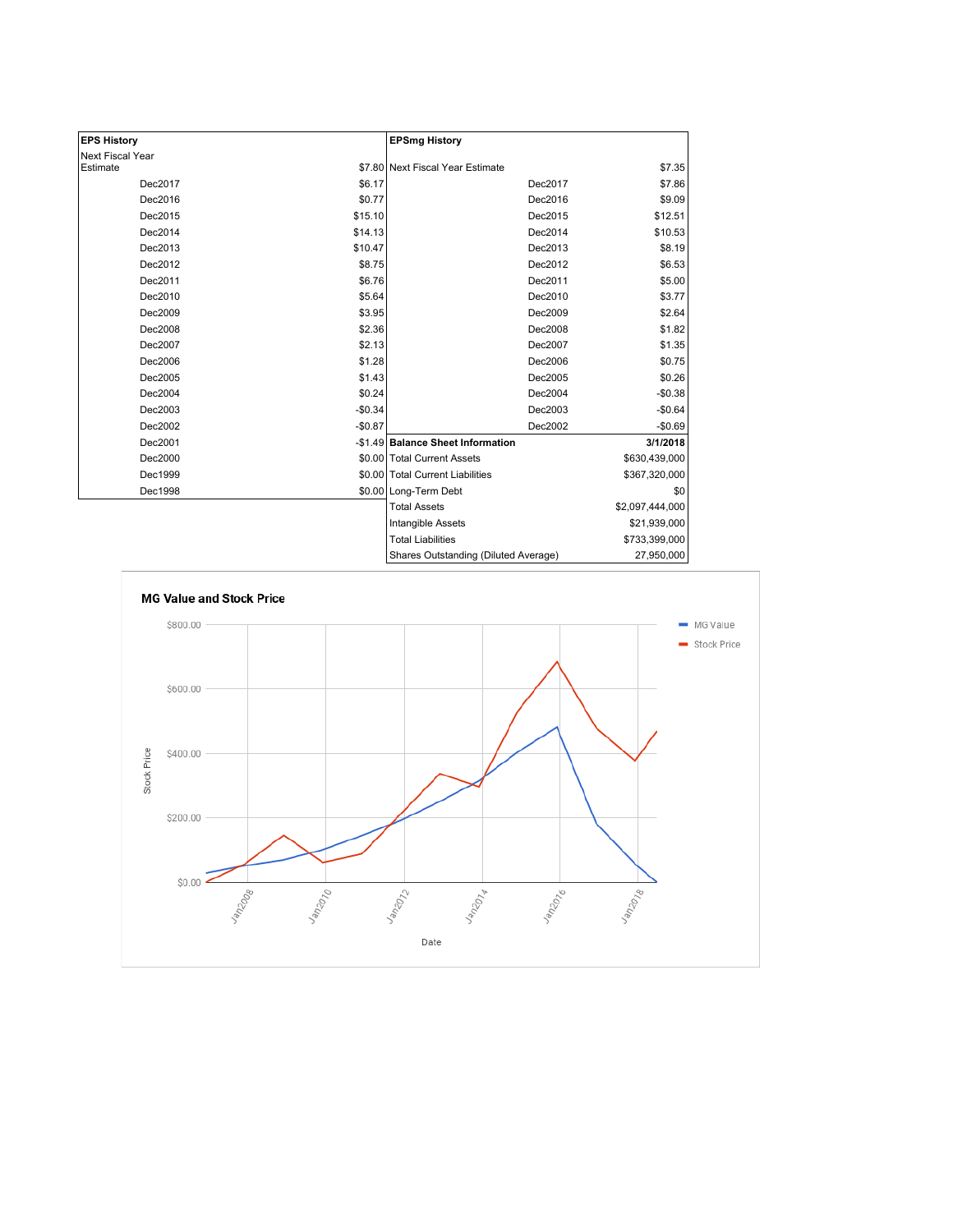| EPS History | |
|---|---|
| Next Fiscal Year Estimate | $7.80 |
| Dec2017 | $6.17 |
| Dec2016 | $0.77 |
| Dec2015 | $15.10 |
| Dec2014 | $14.13 |
| Dec2013 | $10.47 |
| Dec2012 | $8.75 |
| Dec2011 | $6.76 |
| Dec2010 | $5.64 |
| Dec2009 | $3.95 |
| Dec2008 | $2.36 |
| Dec2007 | $2.13 |
| Dec2006 | $1.28 |
| Dec2005 | $1.43 |
| Dec2004 | $0.24 |
| Dec2003 | -$0.34 |
| Dec2002 | -$0.87 |
| Dec2001 | -$1.49 |
| Dec2000 | $0.00 |
| Dec1999 | $0.00 |
| Dec1998 | $0.00 |

| EPSmg History | |
|---|---|
| Next Fiscal Year Estimate | $7.35 |
| Dec2017 | $7.86 |
| Dec2016 | $9.09 |
| Dec2015 | $12.51 |
| Dec2014 | $10.53 |
| Dec2013 | $8.19 |
| Dec2012 | $6.53 |
| Dec2011 | $5.00 |
| Dec2010 | $3.77 |
| Dec2009 | $2.64 |
| Dec2008 | $1.82 |
| Dec2007 | $1.35 |
| Dec2006 | $0.75 |
| Dec2005 | $0.26 |
| Dec2004 | -$0.38 |
| Dec2003 | -$0.64 |
| Dec2002 | -$0.69 |

| Balance Sheet Information | 3/1/2018 |
|---|---|
| Total Current Assets | $630,439,000 |
| Total Current Liabilities | $367,320,000 |
| Long-Term Debt | $0 |
| Total Assets | $2,097,444,000 |
| Intangible Assets | $21,939,000 |
| Total Liabilities | $733,399,000 |
| Shares Outstanding (Diluted Average) | 27,950,000 |

MG Value and Stock Price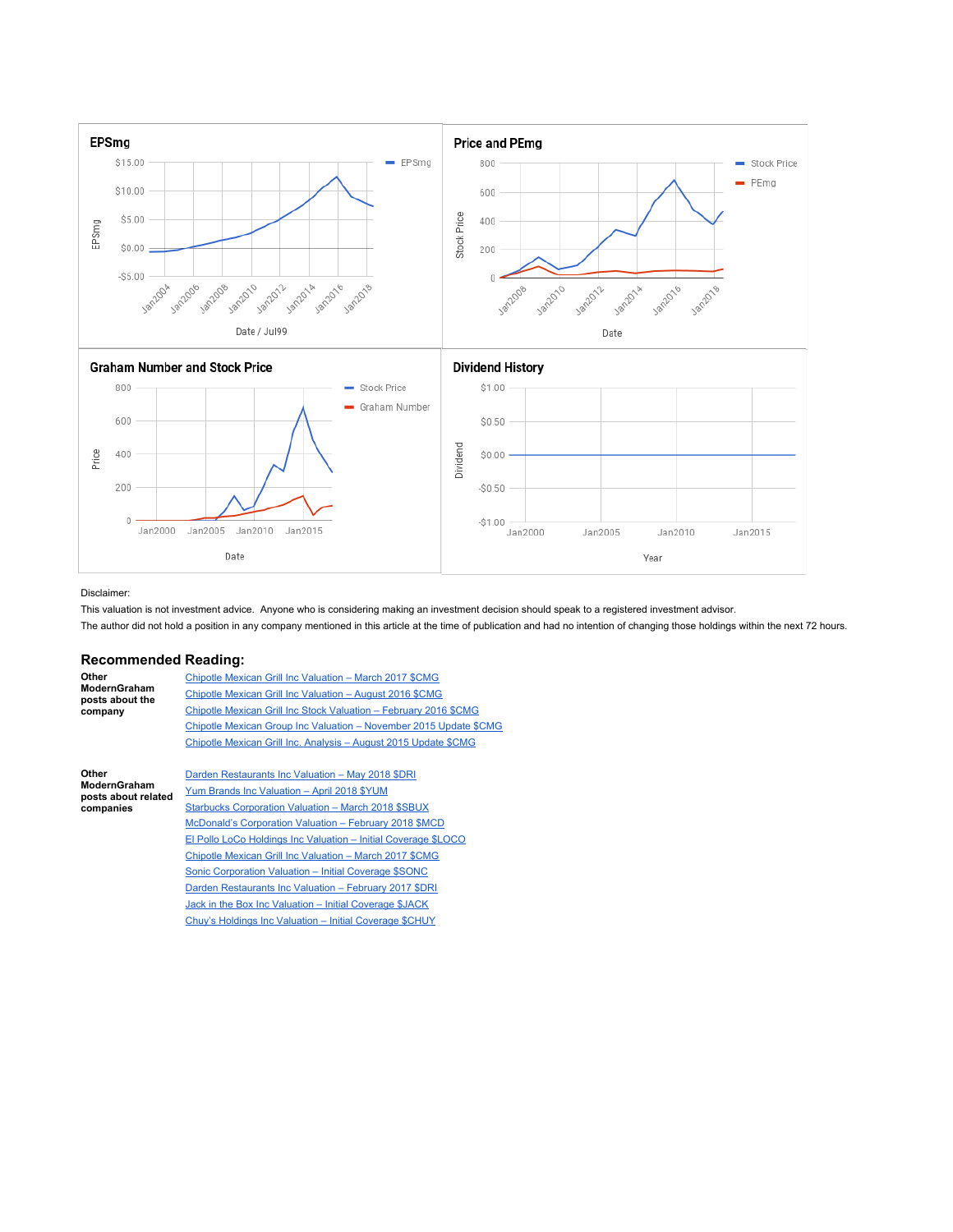EPSmg

$15.00
$10.00
$5.00
$0.00
-$5.00

EPSmg

Jan2004
Jan2006
Jan2008
Jan2010
Jan2012
Jan2014
Jan2016
Jan2018

Date / Jul99

EPSmg

Price and PEmg

800
600
400
200
0

Stock Price

Jan2008
Jan2010
Jan2012
Jan2014
Jan2016
Jan2018

Date

Stock Price
PEmg

Graham Number and Stock Price

800
600
400
200
0

Price

Jan2000
Jan2005
Jan2010
Jan2015

Date

Stock Price
Graham Number

Dividend History

$1.00
$0.50
$0.00
-$0.50
-$1.00

Dividend

Jan2000
Jan2005
Jan2010
Jan2015

Year

Disclaimer:

This valuation is not investment advice. Anyone who is considering making an investment decision should speak to a registered investment advisor.

The author did not hold a position in any company mentioned in this article at the time of publication and had no intention of changing those holdings within the next 72 hours.

## Recommended Reading:

| | |
|---|---|
| **Other ModernGraham posts about the company** | Chipotle Mexican Grill Inc Valuation – March 2017 $CMG<br>Chipotle Mexican Grill Inc Valuation – August 2016 $CMG<br>Chipotle Mexican Grill Inc Stock Valuation – February 2016 $CMG<br>Chipotle Mexican Group Inc Valuation – November 2015 Update $CMG<br>Chipotle Mexican Grill Inc. Analysis – August 2015 Update $CMG |
| **Other ModernGraham posts about related companies** | Darden Restaurants Inc Valuation – May 2018 $DRI<br>Yum Brands Inc Valuation – April 2018 $YUM<br>Starbucks Corporation Valuation – March 2018 $SBUX<br>McDonald's Corporation Valuation – February 2018 $MCD<br>El Pollo LoCo Holdings Inc Valuation – Initial Coverage $LOCO<br>Chipotle Mexican Grill Inc Valuation – March 2017 $CMG<br>Sonic Corporation Valuation – Initial Coverage $SONC<br>Darden Restaurants Inc Valuation – February 2017 $DRI<br>Jack in the Box Inc Valuation – Initial Coverage $JACK<br>Chuy's Holdings Inc Valuation – Initial Coverage $CHUY |